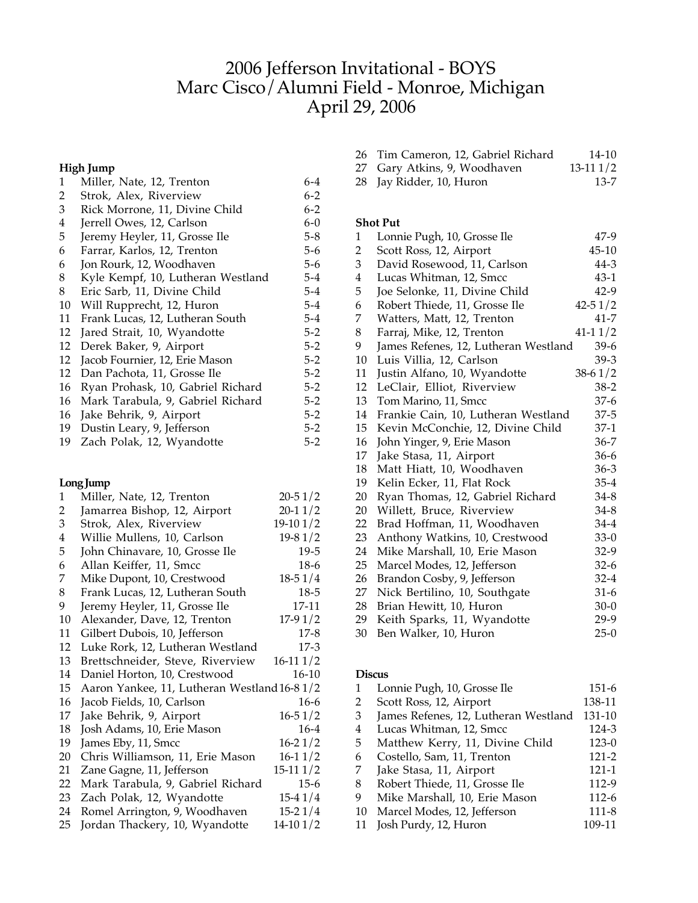# 2006 Jefferson Invitational - BOYS
# Marc Cisco/Alumni Field - Monroe, Michigan
# April 29, 2006

**High Jump**

| | | |
|---|---|---|
| 1 | Miller, Nate, 12, Trenton | 6-4 |
| 2 | Strok, Alex, Riverview | 6-2 |
| 3 | Rick Morrone, 11, Divine Child | 6-2 |
| 4 | Jerrell Owes, 12, Carlson | 6-0 |
| 5 | Jeremy Heyler, 11, Grosse Ile | 5-8 |
| 6 | Farrar, Karlos, 12, Trenton | 5-6 |
| 6 | Jon Rourk, 12, Woodhaven | 5-6 |
| 8 | Kyle Kempf, 10, Lutheran Westland | 5-4 |
| 8 | Eric Sarb, 11, Divine Child | 5-4 |
| 10 | Will Rupprecht, 12, Huron | 5-4 |
| 11 | Frank Lucas, 12, Lutheran South | 5-4 |
| 12 | Jared Strait, 10, Wyandotte | 5-2 |
| 12 | Derek Baker, 9, Airport | 5-2 |
| 12 | Jacob Fournier, 12, Erie Mason | 5-2 |
| 12 | Dan Pachota, 11, Grosse Ile | 5-2 |
| 16 | Ryan Prohask, 10, Gabriel Richard | 5-2 |
| 16 | Mark Tarabula, 9, Gabriel Richard | 5-2 |
| 16 | Jake Behrik, 9, Airport | 5-2 |
| 19 | Dustin Leary, 9, Jefferson | 5-2 |
| 19 | Zach Polak, 12, Wyandotte | 5-2 |

**Long Jump**

| | | |
|---|---|---|
| 1 | Miller, Nate, 12, Trenton | 20-5 1/2 |
| 2 | Jamarrea Bishop, 12, Airport | 20-1 1/2 |
| 3 | Strok, Alex, Riverview | 19-10 1/2 |
| 4 | Willie Mullens, 10, Carlson | 19-8 1/2 |
| 5 | John Chinavare, 10, Grosse Ile | 19-5 |
| 6 | Allan Keiffer, 11, Smcc | 18-6 |
| 7 | Mike Dupont, 10, Crestwood | 18-5 1/4 |
| 8 | Frank Lucas, 12, Lutheran South | 18-5 |
| 9 | Jeremy Heyler, 11, Grosse Ile | 17-11 |
| 10 | Alexander, Dave, 12, Trenton | 17-9 1/2 |
| 11 | Gilbert Dubois, 10, Jefferson | 17-8 |
| 12 | Luke Rork, 12, Lutheran Westland | 17-3 |
| 13 | Brettschneider, Steve, Riverview | 16-11 1/2 |
| 14 | Daniel Horton, 10, Crestwood | 16-10 |
| 15 | Aaron Yankee, 11, Lutheran Westland | 16-8 1/2 |
| 16 | Jacob Fields, 10, Carlson | 16-6 |
| 17 | Jake Behrik, 9, Airport | 16-5 1/2 |
| 18 | Josh Adams, 10, Erie Mason | 16-4 |
| 19 | James Eby, 11, Smcc | 16-2 1/2 |
| 20 | Chris Williamson, 11, Erie Mason | 16-1 1/2 |
| 21 | Zane Gagne, 11, Jefferson | 15-11 1/2 |
| 22 | Mark Tarabula, 9, Gabriel Richard | 15-6 |
| 23 | Zach Polak, 12, Wyandotte | 15-4 1/4 |
| 24 | Romel Arrington, 9, Woodhaven | 15-2 1/4 |
| 25 | Jordan Thackery, 10, Wyandotte | 14-10 1/2 |
| 26 | Tim Cameron, 12, Gabriel Richard | 14-10 |
| 27 | Gary Atkins, 9, Woodhaven | 13-11 1/2 |
| 28 | Jay Ridder, 10, Huron | 13-7 |

**Shot Put**

| | | |
|---|---|---|
| 1 | Lonnie Pugh, 10, Grosse Ile | 47-9 |
| 2 | Scott Ross, 12, Airport | 45-10 |
| 3 | David Rosewood, 11, Carlson | 44-3 |
| 4 | Lucas Whitman, 12, Smcc | 43-1 |
| 5 | Joe Selonke, 11, Divine Child | 42-9 |
| 6 | Robert Thiede, 11, Grosse Ile | 42-5 1/2 |
| 7 | Watters, Matt, 12, Trenton | 41-7 |
| 8 | Farraj, Mike, 12, Trenton | 41-1 1/2 |
| 9 | James Refenes, 12, Lutheran Westland | 39-6 |
| 10 | Luis Villia, 12, Carlson | 39-3 |
| 11 | Justin Alfano, 10, Wyandotte | 38-6 1/2 |
| 12 | LeClair, Elliot, Riverview | 38-2 |
| 13 | Tom Marino, 11, Smcc | 37-6 |
| 14 | Frankie Cain, 10, Lutheran Westland | 37-5 |
| 15 | Kevin McConchie, 12, Divine Child | 37-1 |
| 16 | John Yinger, 9, Erie Mason | 36-7 |
| 17 | Jake Stasa, 11, Airport | 36-6 |
| 18 | Matt Hiatt, 10, Woodhaven | 36-3 |
| 19 | Kelin Ecker, 11, Flat Rock | 35-4 |
| 20 | Ryan Thomas, 12, Gabriel Richard | 34-8 |
| 20 | Willett, Bruce, Riverview | 34-8 |
| 22 | Brad Hoffman, 11, Woodhaven | 34-4 |
| 23 | Anthony Watkins, 10, Crestwood | 33-0 |
| 24 | Mike Marshall, 10, Erie Mason | 32-9 |
| 25 | Marcel Modes, 12, Jefferson | 32-6 |
| 26 | Brandon Cosby, 9, Jefferson | 32-4 |
| 27 | Nick Bertilino, 10, Southgate | 31-6 |
| 28 | Brian Hewitt, 10, Huron | 30-0 |
| 29 | Keith Sparks, 11, Wyandotte | 29-9 |
| 30 | Ben Walker, 10, Huron | 25-0 |

**Discus**

| | | |
|---|---|---|
| 1 | Lonnie Pugh, 10, Grosse Ile | 151-6 |
| 2 | Scott Ross, 12, Airport | 138-11 |
| 3 | James Refenes, 12, Lutheran Westland | 131-10 |
| 4 | Lucas Whitman, 12, Smcc | 124-3 |
| 5 | Matthew Kerry, 11, Divine Child | 123-0 |
| 6 | Costello, Sam, 11, Trenton | 121-2 |
| 7 | Jake Stasa, 11, Airport | 121-1 |
| 8 | Robert Thiede, 11, Grosse Ile | 112-9 |
| 9 | Mike Marshall, 10, Erie Mason | 112-6 |
| 10 | Marcel Modes, 12, Jefferson | 111-8 |
| 11 | Josh Purdy, 12, Huron | 109-11 |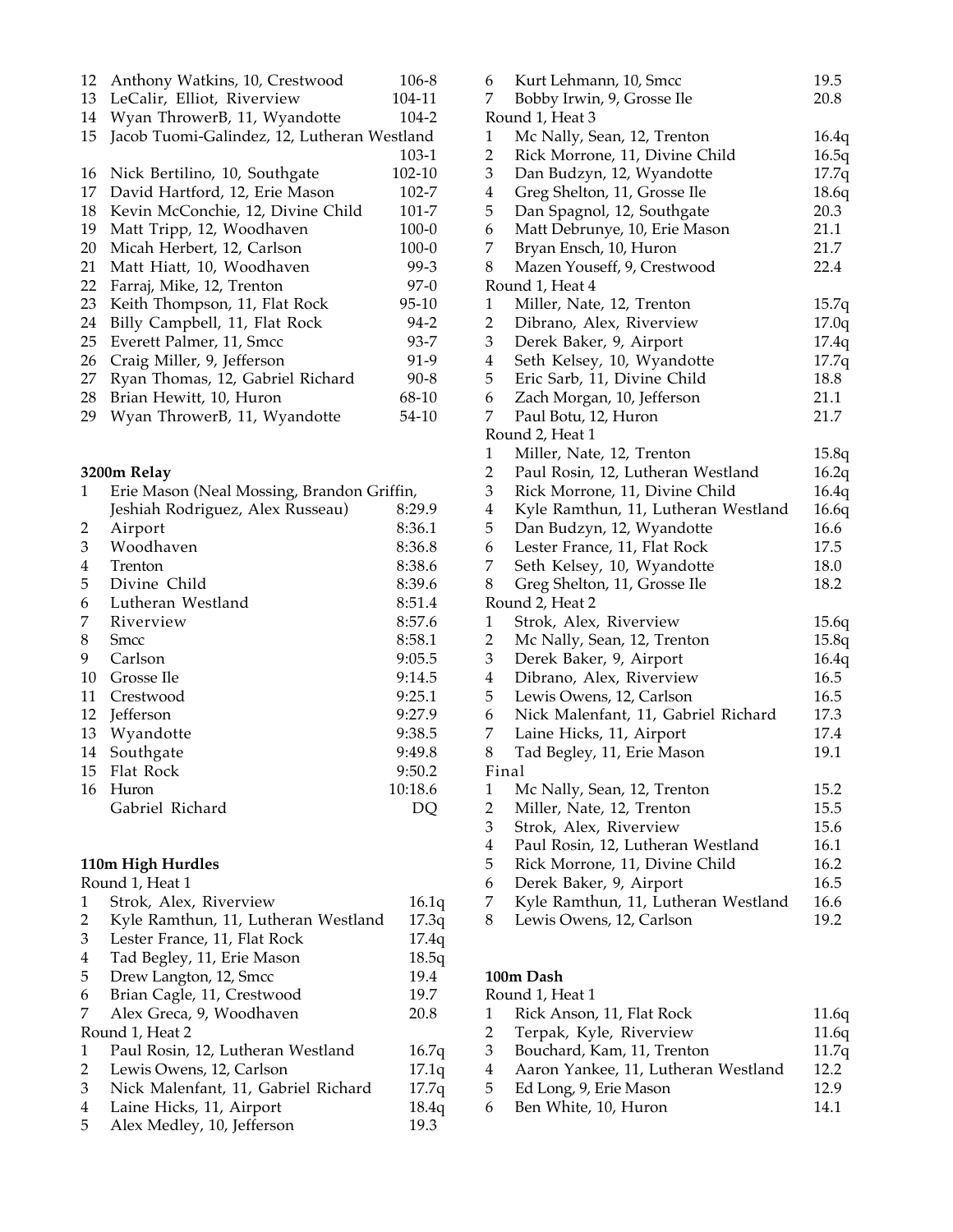| | | |
|---|---|---|
| 12 | Anthony Watkins, 10, Crestwood | 106-8 |
| 13 | LeCalir, Elliot, Riverview | 104-11 |
| 14 | Wyan ThrowerB, 11, Wyandotte | 104-2 |
| 15 | Jacob Tuomi-Galindez, 12, Lutheran Westland | 103-1 |
| 16 | Nick Bertilino, 10, Southgate | 102-10 |
| 17 | David Hartford, 12, Erie Mason | 102-7 |
| 18 | Kevin McConchie, 12, Divine Child | 101-7 |
| 19 | Matt Tripp, 12, Woodhaven | 100-0 |
| 20 | Micah Herbert, 12, Carlson | 100-0 |
| 21 | Matt Hiatt, 10, Woodhaven | 99-3 |
| 22 | Farraj, Mike, 12, Trenton | 97-0 |
| 23 | Keith Thompson, 11, Flat Rock | 95-10 |
| 24 | Billy Campbell, 11, Flat Rock | 94-2 |
| 25 | Everett Palmer, 11, Smcc | 93-7 |
| 26 | Craig Miller, 9, Jefferson | 91-9 |
| 27 | Ryan Thomas, 12, Gabriel Richard | 90-8 |
| 28 | Brian Hewitt, 10, Huron | 68-10 |
| 29 | Wyan ThrowerB, 11, Wyandotte | 54-10 |

**3200m Relay**

| | | |
|---|---|---|
| 1 | Erie Mason (Neal Mossing, Brandon Griffin, Jeshiah Rodriguez, Alex Russeau) | 8:29.9 |
| 2 | Airport | 8:36.1 |
| 3 | Woodhaven | 8:36.8 |
| 4 | Trenton | 8:38.6 |
| 5 | Divine Child | 8:39.6 |
| 6 | Lutheran Westland | 8:51.4 |
| 7 | Riverview | 8:57.6 |
| 8 | Smcc | 8:58.1 |
| 9 | Carlson | 9:05.5 |
| 10 | Grosse Ile | 9:14.5 |
| 11 | Crestwood | 9:25.1 |
| 12 | Jefferson | 9:27.9 |
| 13 | Wyandotte | 9:38.5 |
| 14 | Southgate | 9:49.8 |
| 15 | Flat Rock | 9:50.2 |
| 16 | Huron | 10:18.6 |
| | Gabriel Richard | DQ |

**110m High Hurdles**

Round 1, Heat 1

| | | |
|---|---|---|
| 1 | Strok, Alex, Riverview | 16.1q |
| 2 | Kyle Ramthun, 11, Lutheran Westland | 17.3q |
| 3 | Lester France, 11, Flat Rock | 17.4q |
| 4 | Tad Begley, 11, Erie Mason | 18.5q |
| 5 | Drew Langton, 12, Smcc | 19.4 |
| 6 | Brian Cagle, 11, Crestwood | 19.7 |
| 7 | Alex Greca, 9, Woodhaven | 20.8 |

Round 1, Heat 2

| | | |
|---|---|---|
| 1 | Paul Rosin, 12, Lutheran Westland | 16.7q |
| 2 | Lewis Owens, 12, Carlson | 17.1q |
| 3 | Nick Malenfant, 11, Gabriel Richard | 17.7q |
| 4 | Laine Hicks, 11, Airport | 18.4q |
| 5 | Alex Medley, 10, Jefferson | 19.3 |
| 6 | Kurt Lehmann, 10, Smcc | 19.5 |
| 7 | Bobby Irwin, 9, Grosse Ile | 20.8 |

Round 1, Heat 3

| | | |
|---|---|---|
| 1 | Mc Nally, Sean, 12, Trenton | 16.4q |
| 2 | Rick Morrone, 11, Divine Child | 16.5q |
| 3 | Dan Budzyn, 12, Wyandotte | 17.7q |
| 4 | Greg Shelton, 11, Grosse Ile | 18.6q |
| 5 | Dan Spagnol, 12, Southgate | 20.3 |
| 6 | Matt Debrunye, 10, Erie Mason | 21.1 |
| 7 | Bryan Ensch, 10, Huron | 21.7 |
| 8 | Mazen Youseff, 9, Crestwood | 22.4 |

Round 1, Heat 4

| | | |
|---|---|---|
| 1 | Miller, Nate, 12, Trenton | 15.7q |
| 2 | Dibrano, Alex, Riverview | 17.0q |
| 3 | Derek Baker, 9, Airport | 17.4q |
| 4 | Seth Kelsey, 10, Wyandotte | 17.7q |
| 5 | Eric Sarb, 11, Divine Child | 18.8 |
| 6 | Zach Morgan, 10, Jefferson | 21.1 |
| 7 | Paul Botu, 12, Huron | 21.7 |

Round 2, Heat 1

| | | |
|---|---|---|
| 1 | Miller, Nate, 12, Trenton | 15.8q |
| 2 | Paul Rosin, 12, Lutheran Westland | 16.2q |
| 3 | Rick Morrone, 11, Divine Child | 16.4q |
| 4 | Kyle Ramthun, 11, Lutheran Westland | 16.6q |
| 5 | Dan Budzyn, 12, Wyandotte | 16.6 |
| 6 | Lester France, 11, Flat Rock | 17.5 |
| 7 | Seth Kelsey, 10, Wyandotte | 18.0 |
| 8 | Greg Shelton, 11, Grosse Ile | 18.2 |

Round 2, Heat 2

| | | |
|---|---|---|
| 1 | Strok, Alex, Riverview | 15.6q |
| 2 | Mc Nally, Sean, 12, Trenton | 15.8q |
| 3 | Derek Baker, 9, Airport | 16.4q |
| 4 | Dibrano, Alex, Riverview | 16.5 |
| 5 | Lewis Owens, 12, Carlson | 16.5 |
| 6 | Nick Malenfant, 11, Gabriel Richard | 17.3 |
| 7 | Laine Hicks, 11, Airport | 17.4 |
| 8 | Tad Begley, 11, Erie Mason | 19.1 |

Final

| | | |
|---|---|---|
| 1 | Mc Nally, Sean, 12, Trenton | 15.2 |
| 2 | Miller, Nate, 12, Trenton | 15.5 |
| 3 | Strok, Alex, Riverview | 15.6 |
| 4 | Paul Rosin, 12, Lutheran Westland | 16.1 |
| 5 | Rick Morrone, 11, Divine Child | 16.2 |
| 6 | Derek Baker, 9, Airport | 16.5 |
| 7 | Kyle Ramthun, 11, Lutheran Westland | 16.6 |
| 8 | Lewis Owens, 12, Carlson | 19.2 |

**100m Dash**

Round 1, Heat 1

| | | |
|---|---|---|
| 1 | Rick Anson, 11, Flat Rock | 11.6q |
| 2 | Terpak, Kyle, Riverview | 11.6q |
| 3 | Bouchard, Kam, 11, Trenton | 11.7q |
| 4 | Aaron Yankee, 11, Lutheran Westland | 12.2 |
| 5 | Ed Long, 9, Erie Mason | 12.9 |
| 6 | Ben White, 10, Huron | 14.1 |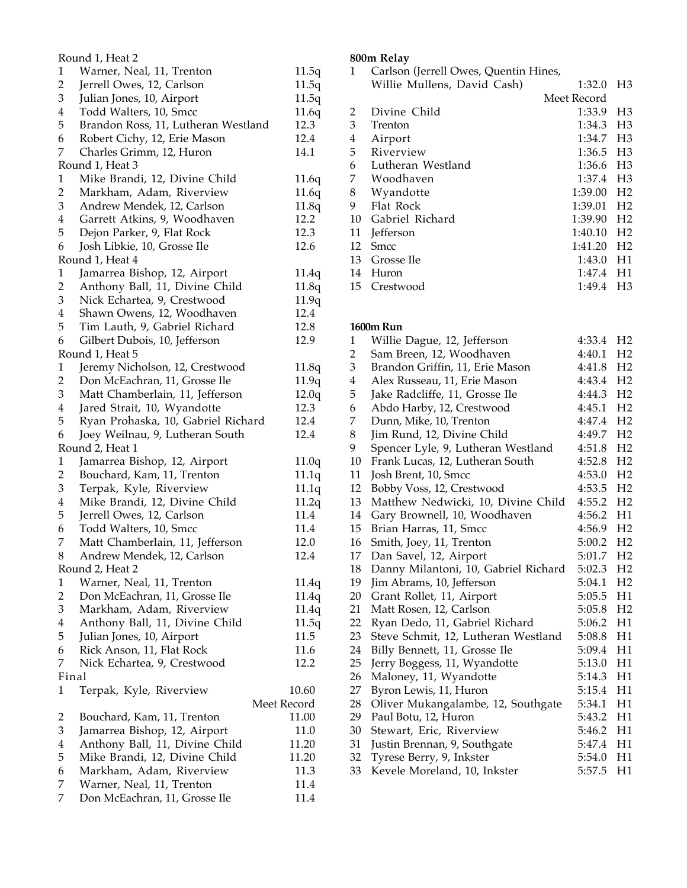Round 1, Heat 2

| Place | Name | Mark |
|---|---|---|
| 1 | Warner, Neal, 11, Trenton | 11.5q |
| 2 | Jerrell Owes, 12, Carlson | 11.5q |
| 3 | Julian Jones, 10, Airport | 11.5q |
| 4 | Todd Walters, 10, Smcc | 11.6q |
| 5 | Brandon Ross, 11, Lutheran Westland | 12.3 |
| 6 | Robert Cichy, 12, Erie Mason | 12.4 |
| 7 | Charles Grimm, 12, Huron | 14.1 |

Round 1, Heat 3

| Place | Name | Mark |
|---|---|---|
| 1 | Mike Brandi, 12, Divine Child | 11.6q |
| 2 | Markham, Adam, Riverview | 11.6q |
| 3 | Andrew Mendek, 12, Carlson | 11.8q |
| 4 | Garrett Atkins, 9, Woodhaven | 12.2 |
| 5 | Dejon Parker, 9, Flat Rock | 12.3 |
| 6 | Josh Libkie, 10, Grosse Ile | 12.6 |

Round 1, Heat 4

| Place | Name | Mark |
|---|---|---|
| 1 | Jamarrea Bishop, 12, Airport | 11.4q |
| 2 | Anthony Ball, 11, Divine Child | 11.8q |
| 3 | Nick Echartea, 9, Crestwood | 11.9q |
| 4 | Shawn Owens, 12, Woodhaven | 12.4 |
| 5 | Tim Lauth, 9, Gabriel Richard | 12.8 |
| 6 | Gilbert Dubois, 10, Jefferson | 12.9 |

Round 1, Heat 5

| Place | Name | Mark |
|---|---|---|
| 1 | Jeremy Nicholson, 12, Crestwood | 11.8q |
| 2 | Don McEachran, 11, Grosse Ile | 11.9q |
| 3 | Matt Chamberlain, 11, Jefferson | 12.0q |
| 4 | Jared Strait, 10, Wyandotte | 12.3 |
| 5 | Ryan Prohaska, 10, Gabriel Richard | 12.4 |
| 6 | Joey Weilnau, 9, Lutheran South | 12.4 |

Round 2, Heat 1

| Place | Name | Mark |
|---|---|---|
| 1 | Jamarrea Bishop, 12, Airport | 11.0q |
| 2 | Bouchard, Kam, 11, Trenton | 11.1q |
| 3 | Terpak, Kyle, Riverview | 11.1q |
| 4 | Mike Brandi, 12, Divine Child | 11.2q |
| 5 | Jerrell Owes, 12, Carlson | 11.4 |
| 6 | Todd Walters, 10, Smcc | 11.4 |
| 7 | Matt Chamberlain, 11, Jefferson | 12.0 |
| 8 | Andrew Mendek, 12, Carlson | 12.4 |

Round 2, Heat 2

| Place | Name | Mark |
|---|---|---|
| 1 | Warner, Neal, 11, Trenton | 11.4q |
| 2 | Don McEachran, 11, Grosse Ile | 11.4q |
| 3 | Markham, Adam, Riverview | 11.4q |
| 4 | Anthony Ball, 11, Divine Child | 11.5q |
| 5 | Julian Jones, 10, Airport | 11.5 |
| 6 | Rick Anson, 11, Flat Rock | 11.6 |
| 7 | Nick Echartea, 9, Crestwood | 12.2 |

Final

| Place | Name | Mark |
|---|---|---|
| 1 | Terpak, Kyle, Riverview | 10.60 Meet Record |
| 2 | Bouchard, Kam, 11, Trenton | 11.00 |
| 3 | Jamarrea Bishop, 12, Airport | 11.0 |
| 4 | Anthony Ball, 11, Divine Child | 11.20 |
| 5 | Mike Brandi, 12, Divine Child | 11.20 |
| 6 | Markham, Adam, Riverview | 11.3 |
| 7 | Warner, Neal, 11, Trenton | 11.4 |
| 7 | Don McEachran, 11, Grosse Ile | 11.4 |

**800m Relay**

| Place | Team | Time | Heat |
|---|---|---|---|
| 1 | Carlson (Jerrell Owes, Quentin Hines, Willie Mullens, David Cash) | 1:32.0 Meet Record | H3 |
| 2 | Divine Child | 1:33.9 | H3 |
| 3 | Trenton | 1:34.3 | H3 |
| 4 | Airport | 1:34.7 | H3 |
| 5 | Riverview | 1:36.5 | H3 |
| 6 | Lutheran Westland | 1:36.6 | H3 |
| 7 | Woodhaven | 1:37.4 | H3 |
| 8 | Wyandotte | 1:39.00 | H2 |
| 9 | Flat Rock | 1:39.01 | H2 |
| 10 | Gabriel Richard | 1:39.90 | H2 |
| 11 | Jefferson | 1:40.10 | H2 |
| 12 | Smcc | 1:41.20 | H2 |
| 13 | Grosse Ile | 1:43.0 | H1 |
| 14 | Huron | 1:47.4 | H1 |
| 15 | Crestwood | 1:49.4 | H3 |

**1600m Run**

| Place | Name | Time | Heat |
|---|---|---|---|
| 1 | Willie Dague, 12, Jefferson | 4:33.4 | H2 |
| 2 | Sam Breen, 12, Woodhaven | 4:40.1 | H2 |
| 3 | Brandon Griffin, 11, Erie Mason | 4:41.8 | H2 |
| 4 | Alex Russeau, 11, Erie Mason | 4:43.4 | H2 |
| 5 | Jake Radcliffe, 11, Grosse Ile | 4:44.3 | H2 |
| 6 | Abdo Harby, 12, Crestwood | 4:45.1 | H2 |
| 7 | Dunn, Mike, 10, Trenton | 4:47.4 | H2 |
| 8 | Jim Rund, 12, Divine Child | 4:49.7 | H2 |
| 9 | Spencer Lyle, 9, Lutheran Westland | 4:51.8 | H2 |
| 10 | Frank Lucas, 12, Lutheran South | 4:52.8 | H2 |
| 11 | Josh Brent, 10, Smcc | 4:53.0 | H2 |
| 12 | Bobby Voss, 12, Crestwood | 4:53.5 | H2 |
| 13 | Matthew Nedwicki, 10, Divine Child | 4:55.2 | H2 |
| 14 | Gary Brownell, 10, Woodhaven | 4:56.2 | H1 |
| 15 | Brian Harras, 11, Smcc | 4:56.9 | H2 |
| 16 | Smith, Joey, 11, Trenton | 5:00.2 | H2 |
| 17 | Dan Savel, 12, Airport | 5:01.7 | H2 |
| 18 | Danny Milantoni, 10, Gabriel Richard | 5:02.3 | H2 |
| 19 | Jim Abrams, 10, Jefferson | 5:04.1 | H2 |
| 20 | Grant Rollet, 11, Airport | 5:05.5 | H1 |
| 21 | Matt Rosen, 12, Carlson | 5:05.8 | H2 |
| 22 | Ryan Dedo, 11, Gabriel Richard | 5:06.2 | H1 |
| 23 | Steve Schmit, 12, Lutheran Westland | 5:08.8 | H1 |
| 24 | Billy Bennett, 11, Grosse Ile | 5:09.4 | H1 |
| 25 | Jerry Boggess, 11, Wyandotte | 5:13.0 | H1 |
| 26 | Maloney, 11, Wyandotte | 5:14.3 | H1 |
| 27 | Byron Lewis, 11, Huron | 5:15.4 | H1 |
| 28 | Oliver Mukangalambe, 12, Southgate | 5:34.1 | H1 |
| 29 | Paul Botu, 12, Huron | 5:43.2 | H1 |
| 30 | Stewart, Eric, Riverview | 5:46.2 | H1 |
| 31 | Justin Brennan, 9, Southgate | 5:47.4 | H1 |
| 32 | Tyrese Berry, 9, Inkster | 5:54.0 | H1 |
| 33 | Kevele Moreland, 10, Inkster | 5:57.5 | H1 |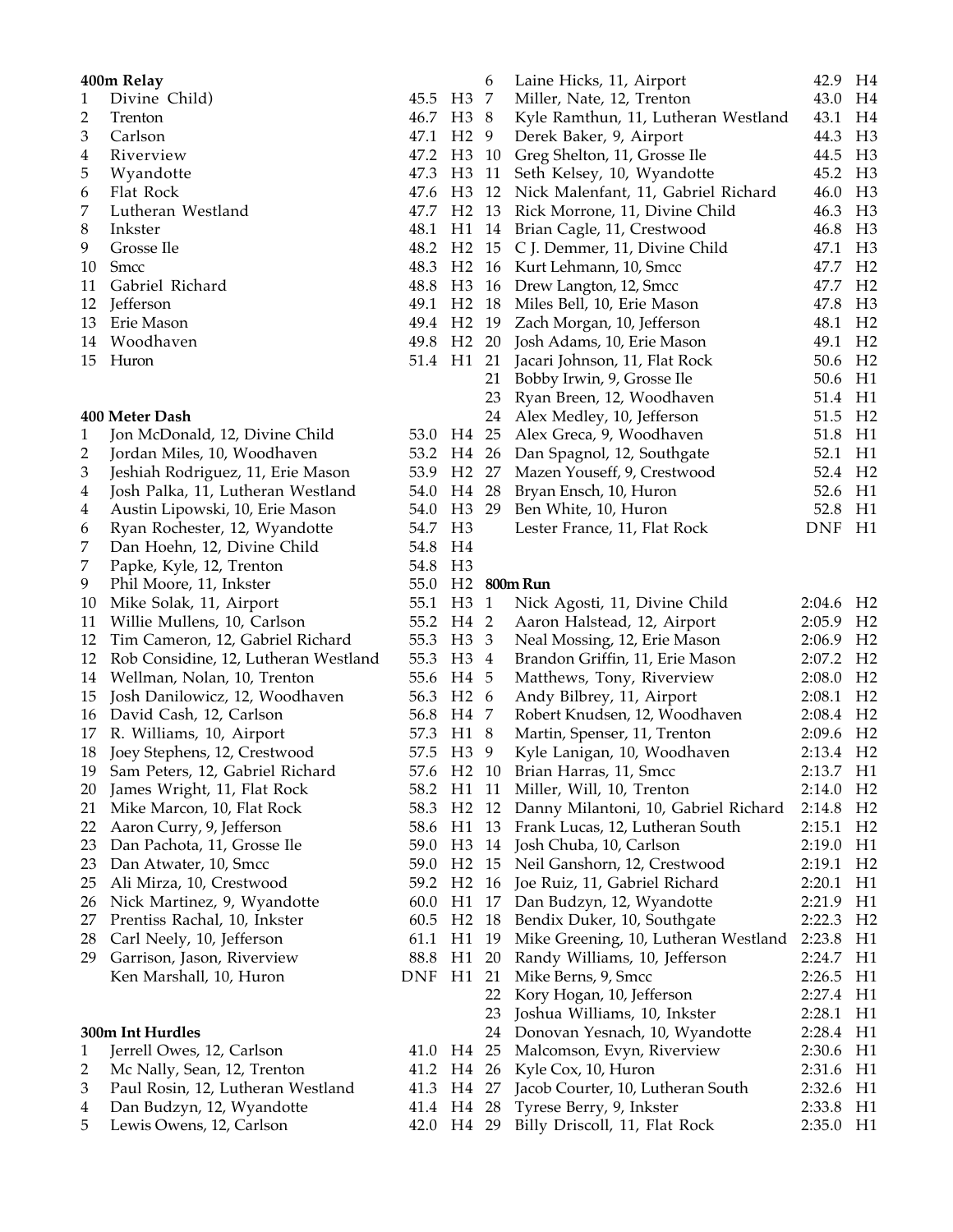### 400m Relay

| | | | |
|---|---|---|---|
| 1 | Divine Child) | 45.5 | H3 |
| 2 | Trenton | 46.7 | H3 |
| 3 | Carlson | 47.1 | H2 |
| 4 | Riverview | 47.2 | H3 |
| 5 | Wyandotte | 47.3 | H3 |
| 6 | Flat Rock | 47.6 | H3 |
| 7 | Lutheran Westland | 47.7 | H2 |
| 8 | Inkster | 48.1 | H1 |
| 9 | Grosse Ile | 48.2 | H2 |
| 10 | Smcc | 48.3 | H2 |
| 11 | Gabriel Richard | 48.8 | H3 |
| 12 | Jefferson | 49.1 | H2 |
| 13 | Erie Mason | 49.4 | H2 |
| 14 | Woodhaven | 49.8 | H2 |
| 15 | Huron | 51.4 | H1 |

### 400 Meter Dash

| | | | |
|---|---|---|---|
| 1 | Jon McDonald, 12, Divine Child | 53.0 | H4 |
| 2 | Jordan Miles, 10, Woodhaven | 53.2 | H4 |
| 3 | Jeshiah Rodriguez, 11, Erie Mason | 53.9 | H2 |
| 4 | Josh Palka, 11, Lutheran Westland | 54.0 | H4 |
| 4 | Austin Lipowski, 10, Erie Mason | 54.0 | H3 |
| 6 | Ryan Rochester, 12, Wyandotte | 54.7 | H3 |
| 7 | Dan Hoehn, 12, Divine Child | 54.8 | H4 |
| 7 | Papke, Kyle, 12, Trenton | 54.8 | H3 |
| 9 | Phil Moore, 11, Inkster | 55.0 | H2 |
| 10 | Mike Solak, 11, Airport | 55.1 | H3 |
| 11 | Willie Mullens, 10, Carlson | 55.2 | H4 |
| 12 | Tim Cameron, 12, Gabriel Richard | 55.3 | H3 |
| 12 | Rob Considine, 12, Lutheran Westland | 55.3 | H3 |
| 14 | Wellman, Nolan, 10, Trenton | 55.6 | H4 |
| 15 | Josh Danilowicz, 12, Woodhaven | 56.3 | H2 |
| 16 | David Cash, 12, Carlson | 56.8 | H4 |
| 17 | R. Williams, 10, Airport | 57.3 | H1 |
| 18 | Joey Stephens, 12, Crestwood | 57.5 | H3 |
| 19 | Sam Peters, 12, Gabriel Richard | 57.6 | H2 |
| 20 | James Wright, 11, Flat Rock | 58.2 | H1 |
| 21 | Mike Marcon, 10, Flat Rock | 58.3 | H2 |
| 22 | Aaron Curry, 9, Jefferson | 58.6 | H1 |
| 23 | Dan Pachota, 11, Grosse Ile | 59.0 | H3 |
| 23 | Dan Atwater, 10, Smcc | 59.0 | H2 |
| 25 | Ali Mirza, 10, Crestwood | 59.2 | H2 |
| 26 | Nick Martinez, 9, Wyandotte | 60.0 | H1 |
| 27 | Prentiss Rachal, 10, Inkster | 60.5 | H2 |
| 28 | Carl Neely, 10, Jefferson | 61.1 | H1 |
| 29 | Garrison, Jason, Riverview | 88.8 | H1 |
| | Ken Marshall, 10, Huron | DNF | H1 |

### 300m Int Hurdles

| | | | |
|---|---|---|---|
| 1 | Jerrell Owes, 12, Carlson | 41.0 | H4 |
| 2 | Mc Nally, Sean, 12, Trenton | 41.2 | H4 |
| 3 | Paul Rosin, 12, Lutheran Westland | 41.3 | H4 |
| 4 | Dan Budzyn, 12, Wyandotte | 41.4 | H4 |
| 5 | Lewis Owens, 12, Carlson | 42.0 | H4 |
| 6 | Laine Hicks, 11, Airport | 42.9 | H4 |
| 7 | Miller, Nate, 12, Trenton | 43.0 | H4 |
| 8 | Kyle Ramthun, 11, Lutheran Westland | 43.1 | H4 |
| 9 | Derek Baker, 9, Airport | 44.3 | H3 |
| 10 | Greg Shelton, 11, Grosse Ile | 44.5 | H3 |
| 11 | Seth Kelsey, 10, Wyandotte | 45.2 | H3 |
| 12 | Nick Malenfant, 11, Gabriel Richard | 46.0 | H3 |
| 13 | Rick Morrone, 11, Divine Child | 46.3 | H3 |
| 14 | Brian Cagle, 11, Crestwood | 46.8 | H3 |
| 15 | C J. Demmer, 11, Divine Child | 47.1 | H3 |
| 16 | Kurt Lehmann, 10, Smcc | 47.7 | H2 |
| 16 | Drew Langton, 12, Smcc | 47.7 | H2 |
| 18 | Miles Bell, 10, Erie Mason | 47.8 | H3 |
| 19 | Zach Morgan, 10, Jefferson | 48.1 | H2 |
| 20 | Josh Adams, 10, Erie Mason | 49.1 | H2 |
| 21 | Jacari Johnson, 11, Flat Rock | 50.6 | H2 |
| 21 | Bobby Irwin, 9, Grosse Ile | 50.6 | H1 |
| 23 | Ryan Breen, 12, Woodhaven | 51.4 | H1 |
| 24 | Alex Medley, 10, Jefferson | 51.5 | H2 |
| 25 | Alex Greca, 9, Woodhaven | 51.8 | H1 |
| 26 | Dan Spagnol, 12, Southgate | 52.1 | H1 |
| 27 | Mazen Youseff, 9, Crestwood | 52.4 | H2 |
| 28 | Bryan Ensch, 10, Huron | 52.6 | H1 |
| 29 | Ben White, 10, Huron | 52.8 | H1 |
| | Lester France, 11, Flat Rock | DNF | H1 |

### 800m Run

| | | | |
|---|---|---|---|
| 1 | Nick Agosti, 11, Divine Child | 2:04.6 | H2 |
| 2 | Aaron Halstead, 12, Airport | 2:05.9 | H2 |
| 3 | Neal Mossing, 12, Erie Mason | 2:06.9 | H2 |
| 4 | Brandon Griffin, 11, Erie Mason | 2:07.2 | H2 |
| 5 | Matthews, Tony, Riverview | 2:08.0 | H2 |
| 6 | Andy Bilbrey, 11, Airport | 2:08.1 | H2 |
| 7 | Robert Knudsen, 12, Woodhaven | 2:08.4 | H2 |
| 8 | Martin, Spenser, 11, Trenton | 2:09.6 | H2 |
| 9 | Kyle Lanigan, 10, Woodhaven | 2:13.4 | H2 |
| 10 | Brian Harras, 11, Smcc | 2:13.7 | H1 |
| 11 | Miller, Will, 10, Trenton | 2:14.0 | H2 |
| 12 | Danny Milantoni, 10, Gabriel Richard | 2:14.8 | H2 |
| 13 | Frank Lucas, 12, Lutheran South | 2:15.1 | H2 |
| 14 | Josh Chuba, 10, Carlson | 2:19.0 | H1 |
| 15 | Neil Ganshorn, 12, Crestwood | 2:19.1 | H2 |
| 16 | Joe Ruiz, 11, Gabriel Richard | 2:20.1 | H1 |
| 17 | Dan Budzyn, 12, Wyandotte | 2:21.9 | H1 |
| 18 | Bendix Duker, 10, Southgate | 2:22.3 | H2 |
| 19 | Mike Greening, 10, Lutheran Westland | 2:23.8 | H1 |
| 20 | Randy Williams, 10, Jefferson | 2:24.7 | H1 |
| 21 | Mike Berns, 9, Smcc | 2:26.5 | H1 |
| 22 | Kory Hogan, 10, Jefferson | 2:27.4 | H1 |
| 23 | Joshua Williams, 10, Inkster | 2:28.1 | H1 |
| 24 | Donovan Yesnach, 10, Wyandotte | 2:28.4 | H1 |
| 25 | Malcomson, Evyn, Riverview | 2:30.6 | H1 |
| 26 | Kyle Cox, 10, Huron | 2:31.6 | H1 |
| 27 | Jacob Courter, 10, Lutheran South | 2:32.6 | H1 |
| 28 | Tyrese Berry, 9, Inkster | 2:33.8 | H1 |
| 29 | Billy Driscoll, 11, Flat Rock | 2:35.0 | H1 |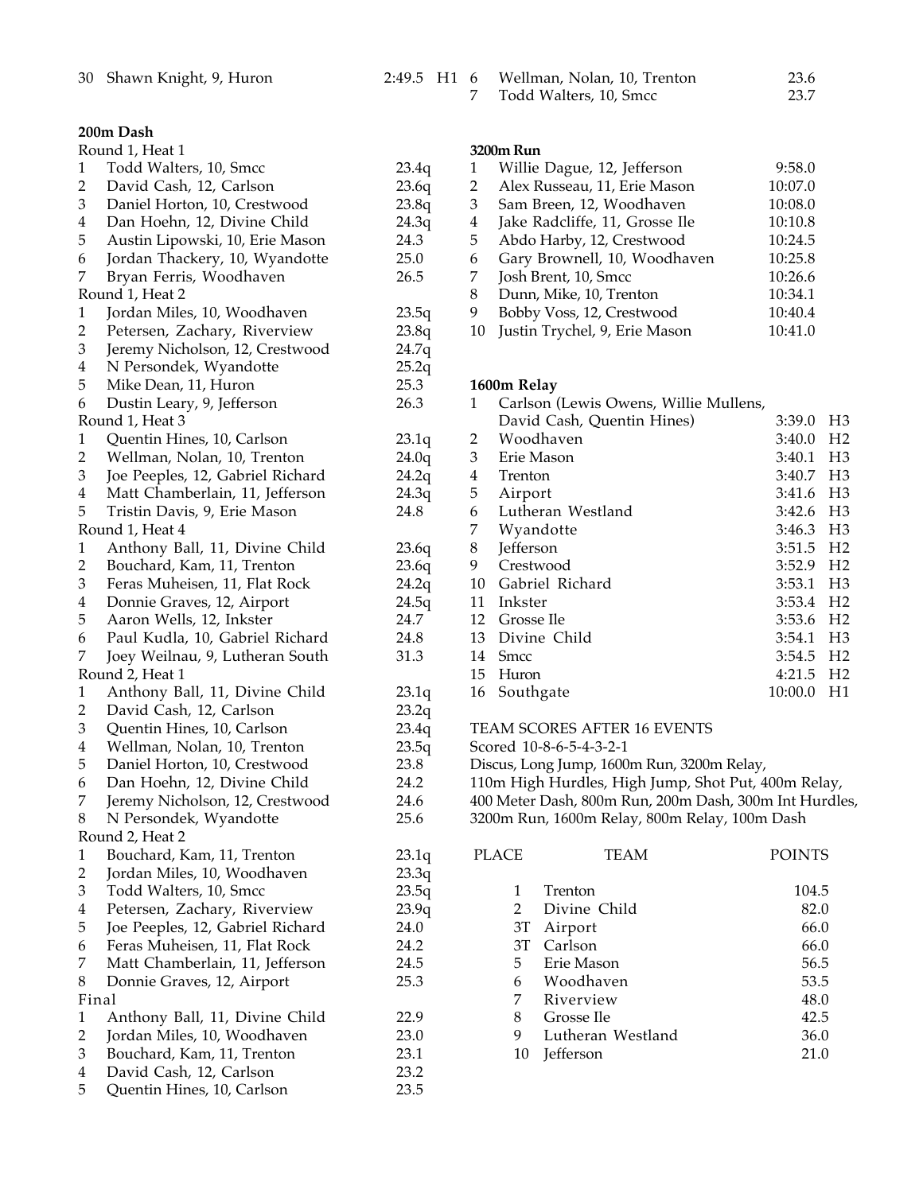30 Shawn Knight, 9, Huron 2:49.5 H1

## 200m Dash

Round 1, Heat 1

| | | |
|---|---|---|
| 1 | Todd Walters, 10, Smcc | 23.4q |
| 2 | David Cash, 12, Carlson | 23.6q |
| 3 | Daniel Horton, 10, Crestwood | 23.8q |
| 4 | Dan Hoehn, 12, Divine Child | 24.3q |
| 5 | Austin Lipowski, 10, Erie Mason | 24.3 |
| 6 | Jordan Thackery, 10, Wyandotte | 25.0 |
| 7 | Bryan Ferris, Woodhaven | 26.5 |

Round 1, Heat 2

| | | |
|---|---|---|
| 1 | Jordan Miles, 10, Woodhaven | 23.5q |
| 2 | Petersen, Zachary, Riverview | 23.8q |
| 3 | Jeremy Nicholson, 12, Crestwood | 24.7q |
| 4 | N Persondek, Wyandotte | 25.2q |
| 5 | Mike Dean, 11, Huron | 25.3 |
| 6 | Dustin Leary, 9, Jefferson | 26.3 |

Round 1, Heat 3

| | | |
|---|---|---|
| 1 | Quentin Hines, 10, Carlson | 23.1q |
| 2 | Wellman, Nolan, 10, Trenton | 24.0q |
| 3 | Joe Peeples, 12, Gabriel Richard | 24.2q |
| 4 | Matt Chamberlain, 11, Jefferson | 24.3q |
| 5 | Tristin Davis, 9, Erie Mason | 24.8 |

Round 1, Heat 4

| | | |
|---|---|---|
| 1 | Anthony Ball, 11, Divine Child | 23.6q |
| 2 | Bouchard, Kam, 11, Trenton | 23.6q |
| 3 | Feras Muheisen, 11, Flat Rock | 24.2q |
| 4 | Donnie Graves, 12, Airport | 24.5q |
| 5 | Aaron Wells, 12, Inkster | 24.7 |
| 6 | Paul Kudla, 10, Gabriel Richard | 24.8 |
| 7 | Joey Weilnau, 9, Lutheran South | 31.3 |

Round 2, Heat 1

| | | |
|---|---|---|
| 1 | Anthony Ball, 11, Divine Child | 23.1q |
| 2 | David Cash, 12, Carlson | 23.2q |
| 3 | Quentin Hines, 10, Carlson | 23.4q |
| 4 | Wellman, Nolan, 10, Trenton | 23.5q |
| 5 | Daniel Horton, 10, Crestwood | 23.8 |
| 6 | Dan Hoehn, 12, Divine Child | 24.2 |
| 7 | Jeremy Nicholson, 12, Crestwood | 24.6 |
| 8 | N Persondek, Wyandotte | 25.6 |

Round 2, Heat 2

| | | |
|---|---|---|
| 1 | Bouchard, Kam, 11, Trenton | 23.1q |
| 2 | Jordan Miles, 10, Woodhaven | 23.3q |
| 3 | Todd Walters, 10, Smcc | 23.5q |
| 4 | Petersen, Zachary, Riverview | 23.9q |
| 5 | Joe Peeples, 12, Gabriel Richard | 24.0 |
| 6 | Feras Muheisen, 11, Flat Rock | 24.2 |
| 7 | Matt Chamberlain, 11, Jefferson | 24.5 |
| 8 | Donnie Graves, 12, Airport | 25.3 |

Final

| | | |
|---|---|---|
| 1 | Anthony Ball, 11, Divine Child | 22.9 |
| 2 | Jordan Miles, 10, Woodhaven | 23.0 |
| 3 | Bouchard, Kam, 11, Trenton | 23.1 |
| 4 | David Cash, 12, Carlson | 23.2 |
| 5 | Quentin Hines, 10, Carlson | 23.5 |
| 6 | Wellman, Nolan, 10, Trenton | 23.6 |
| 7 | Todd Walters, 10, Smcc | 23.7 |

## 3200m Run

| | | |
|---|---|---|
| 1 | Willie Dague, 12, Jefferson | 9:58.0 |
| 2 | Alex Russeau, 11, Erie Mason | 10:07.0 |
| 3 | Sam Breen, 12, Woodhaven | 10:08.0 |
| 4 | Jake Radcliffe, 11, Grosse Ile | 10:10.8 |
| 5 | Abdo Harby, 12, Crestwood | 10:24.5 |
| 6 | Gary Brownell, 10, Woodhaven | 10:25.8 |
| 7 | Josh Brent, 10, Smcc | 10:26.6 |
| 8 | Dunn, Mike, 10, Trenton | 10:34.1 |
| 9 | Bobby Voss, 12, Crestwood | 10:40.4 |
| 10 | Justin Trychel, 9, Erie Mason | 10:41.0 |

## 1600m Relay

| | | | |
|---|---|---|---|
| 1 | Carlson (Lewis Owens, Willie Mullens, David Cash, Quentin Hines) | 3:39.0 | H3 |
| 2 | Woodhaven | 3:40.0 | H2 |
| 3 | Erie Mason | 3:40.1 | H3 |
| 4 | Trenton | 3:40.7 | H3 |
| 5 | Airport | 3:41.6 | H3 |
| 6 | Lutheran Westland | 3:42.6 | H3 |
| 7 | Wyandotte | 3:46.3 | H3 |
| 8 | Jefferson | 3:51.5 | H2 |
| 9 | Crestwood | 3:52.9 | H2 |
| 10 | Gabriel Richard | 3:53.1 | H3 |
| 11 | Inkster | 3:53.4 | H2 |
| 12 | Grosse Ile | 3:53.6 | H2 |
| 13 | Divine Child | 3:54.1 | H3 |
| 14 | Smcc | 3:54.5 | H2 |
| 15 | Huron | 4:21.5 | H2 |
| 16 | Southgate | 10:00.0 | H1 |

TEAM SCORES AFTER 16 EVENTS

Scored 10-8-6-5-4-3-2-1

Discus, Long Jump, 1600m Run, 3200m Relay, 110m High Hurdles, High Jump, Shot Put, 400m Relay, 400 Meter Dash, 800m Run, 200m Dash, 300m Int Hurdles, 3200m Run, 1600m Relay, 800m Relay, 100m Dash

| PLACE | TEAM | POINTS |
|---|---|---|
| 1 | Trenton | 104.5 |
| 2 | Divine Child | 82.0 |
| 3T | Airport | 66.0 |
| 3T | Carlson | 66.0 |
| 5 | Erie Mason | 56.5 |
| 6 | Woodhaven | 53.5 |
| 7 | Riverview | 48.0 |
| 8 | Grosse Ile | 42.5 |
| 9 | Lutheran Westland | 36.0 |
| 10 | Jefferson | 21.0 |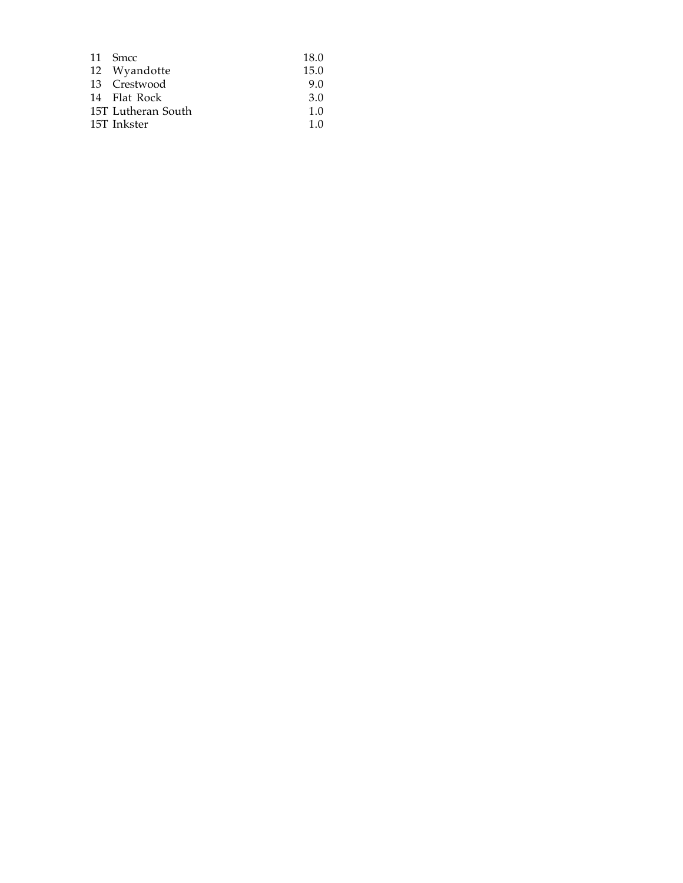| | | |
|---|---|---|
| 11 | Smcc | 18.0 |
| 12 | Wyandotte | 15.0 |
| 13 | Crestwood | 9.0 |
| 14 | Flat Rock | 3.0 |
| 15T | Lutheran South | 1.0 |
| 15T | Inkster | 1.0 |